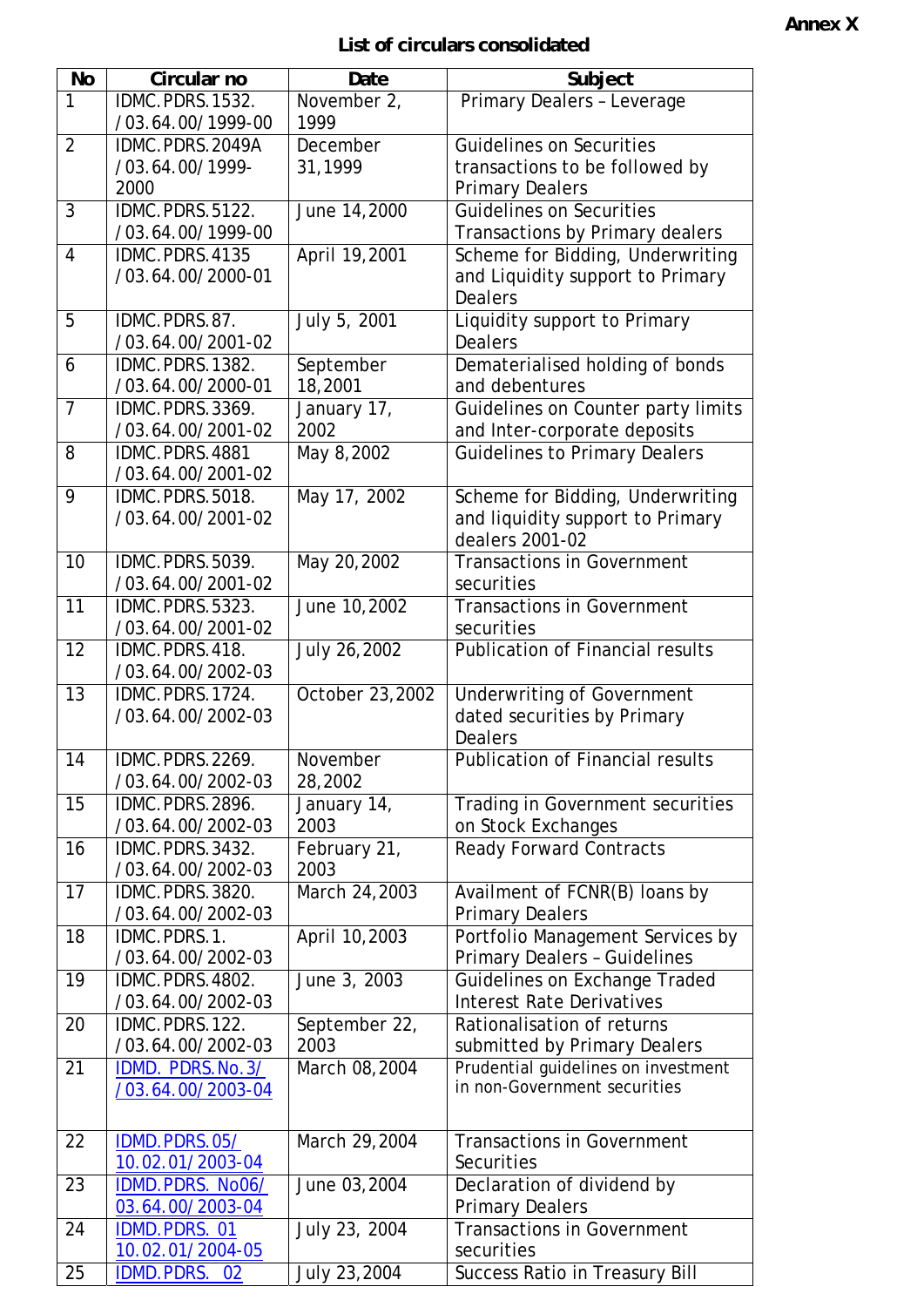**Annex X**

## List of circulars consolidated

| No | Circular no | Date | Subject |
|---|---|---|---|
| 1 | IDMC.PDRS.1532. /03.64.00/1999-00 | November 2, 1999 | Primary Dealers – Leverage |
| 2 | IDMC.PDRS.2049A /03.64.00/1999-2000 | December 31,1999 | Guidelines on Securities transactions to be followed by Primary Dealers |
| 3 | IDMC.PDRS.5122. /03.64.00/1999-00 | June 14,2000 | Guidelines on Securities Transactions by Primary dealers |
| 4 | IDMC.PDRS.4135 /03.64.00/2000-01 | April 19,2001 | Scheme for Bidding, Underwriting and Liquidity support to Primary Dealers |
| 5 | IDMC.PDRS.87. /03.64.00/2001-02 | July 5, 2001 | Liquidity support to Primary Dealers |
| 6 | IDMC.PDRS.1382. /03.64.00/2000-01 | September 18,2001 | Dematerialised holding of bonds and debentures |
| 7 | IDMC.PDRS.3369. /03.64.00/2001-02 | January 17, 2002 | Guidelines on Counter party limits and Inter-corporate deposits |
| 8 | IDMC.PDRS.4881 /03.64.00/2001-02 | May 8,2002 | Guidelines to Primary Dealers |
| 9 | IDMC.PDRS.5018. /03.64.00/2001-02 | May 17, 2002 | Scheme for Bidding, Underwriting and liquidity support to Primary dealers 2001-02 |
| 10 | IDMC.PDRS.5039. /03.64.00/2001-02 | May 20,2002 | Transactions in Government securities |
| 11 | IDMC.PDRS.5323. /03.64.00/2001-02 | June 10,2002 | Transactions in Government securities |
| 12 | IDMC.PDRS.418. /03.64.00/2002-03 | July 26,2002 | Publication of Financial results |
| 13 | IDMC.PDRS.1724. /03.64.00/2002-03 | October 23,2002 | Underwriting of Government dated securities by Primary Dealers |
| 14 | IDMC.PDRS.2269. /03.64.00/2002-03 | November 28,2002 | Publication of Financial results |
| 15 | IDMC.PDRS.2896. /03.64.00/2002-03 | January 14, 2003 | Trading in Government securities on Stock Exchanges |
| 16 | IDMC.PDRS.3432. /03.64.00/2002-03 | February 21, 2003 | Ready Forward Contracts |
| 17 | IDMC.PDRS.3820. /03.64.00/2002-03 | March 24,2003 | Availment of FCNR(B) loans by Primary Dealers |
| 18 | IDMC.PDRS.1. /03.64.00/2002-03 | April 10,2003 | Portfolio Management Services by Primary Dealers – Guidelines |
| 19 | IDMC.PDRS.4802. /03.64.00/2002-03 | June 3, 2003 | Guidelines on Exchange Traded Interest Rate Derivatives |
| 20 | IDMC.PDRS.122. /03.64.00/2002-03 | September 22, 2003 | Rationalisation of returns submitted by Primary Dealers |
| 21 | IDMD. PDRS.No.3/ /03.64.00/2003-04 | March 08,2004 | Prudential guidelines on investment in non-Government securities |
| 22 | IDMD.PDRS.05/ 10.02.01/2003-04 | March 29,2004 | Transactions in Government Securities |
| 23 | IDMD.PDRS. No06/ 03.64.00/2003-04 | June 03,2004 | Declaration of dividend by Primary Dealers |
| 24 | IDMD.PDRS. 01 10.02.01/2004-05 | July 23, 2004 | Transactions in Government securities |
| 25 | IDMD.PDRS. 02 | July 23,2004 | Success Ratio in Treasury Bill |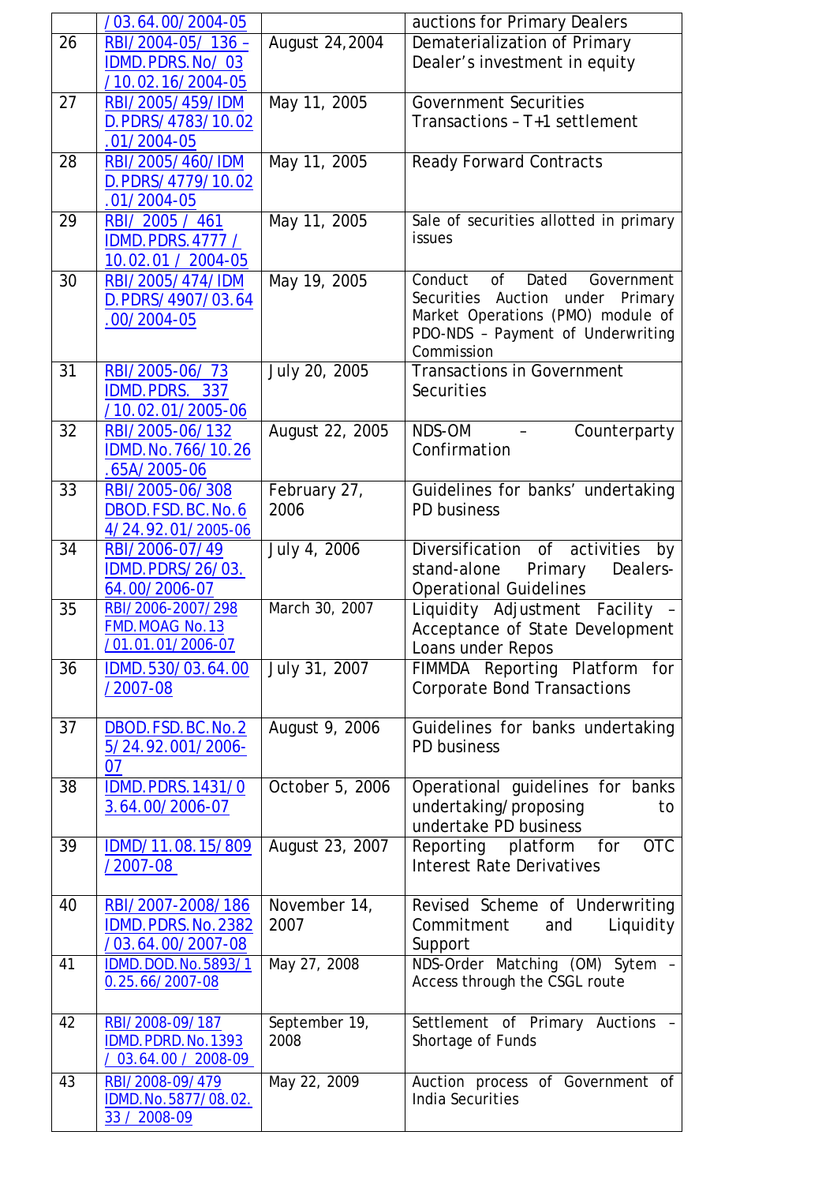| | | | |
|---|---|---|---|
| | /03.64.00/2004-05 | | auctions for Primary Dealers |
| 26 | RBI/2004-05/ 136 – IDMD.PDRS.No/ 03 /10.02.16/2004-05 | August 24,2004 | Dematerialization of Primary Dealer's investment in equity |
| 27 | RBI/2005/459/IDMD.PDRS/4783/10.02.01/2004-05 | May 11, 2005 | Government Securities Transactions – T+1 settlement |
| 28 | RBI/2005/460/IDMD.PDRS/4779/10.02.01/2004-05 | May 11, 2005 | Ready Forward Contracts |
| 29 | RBI/ 2005 / 461 IDMD.PDRS.4777 / 10.02.01 / 2004-05 | May 11, 2005 | Sale of securities allotted in primary issues |
| 30 | RBI/2005/474/IDMD.PDRS/4907/03.64.00/2004-05 | May 19, 2005 | Conduct of Dated Government Securities Auction under Primary Market Operations (PMO) module of PDO-NDS – Payment of Underwriting Commission |
| 31 | RBI/2005-06/ 73 IDMD.PDRS. 337 /10.02.01/2005-06 | July 20, 2005 | Transactions in Government Securities |
| 32 | RBI/2005-06/132 IDMD.No.766/10.26.65A/2005-06 | August 22, 2005 | NDS-OM – Counterparty Confirmation |
| 33 | RBI/2005-06/308 DBOD.FSD.BC.No.64/24.92.01/2005-06 | February 27, 2006 | Guidelines for banks' undertaking PD business |
| 34 | RBI/2006-07/49 IDMD.PDRS/26/03.64.00/2006-07 | July 4, 2006 | Diversification of activities by stand-alone Primary Dealers-Operational Guidelines |
| 35 | RBI/2006-2007/298 FMD.MOAG No.13 /01.01.01/2006-07 | March 30, 2007 | Liquidity Adjustment Facility – Acceptance of State Development Loans under Repos |
| 36 | IDMD.530/03.64.00 /2007-08 | July 31, 2007 | FIMMDA Reporting Platform for Corporate Bond Transactions |
| 37 | DBOD.FSD.BC.No.25/24.92.001/2006-07 | August 9, 2006 | Guidelines for banks undertaking PD business |
| 38 | IDMD.PDRS.1431/03.64.00/2006-07 | October 5, 2006 | Operational guidelines for banks undertaking/proposing to undertake PD business |
| 39 | IDMD/11.08.15/809 /2007-08 | August 23, 2007 | Reporting platform for OTC Interest Rate Derivatives |
| 40 | RBI/2007-2008/186 IDMD.PDRS.No.2382 /03.64.00/2007-08 | November 14, 2007 | Revised Scheme of Underwriting Commitment and Liquidity Support |
| 41 | IDMD.DOD.No.5893/10.25.66/2007-08 | May 27, 2008 | NDS-Order Matching (OM) Sytem – Access through the CSGL route |
| 42 | RBI/2008-09/187 IDMD.PDRD.No.1393 / 03.64.00 / 2008-09 | September 19, 2008 | Settlement of Primary Auctions – Shortage of Funds |
| 43 | RBI/2008-09/479 IDMD.No.5877/08.02.33 / 2008-09 | May 22, 2009 | Auction process of Government of India Securities |